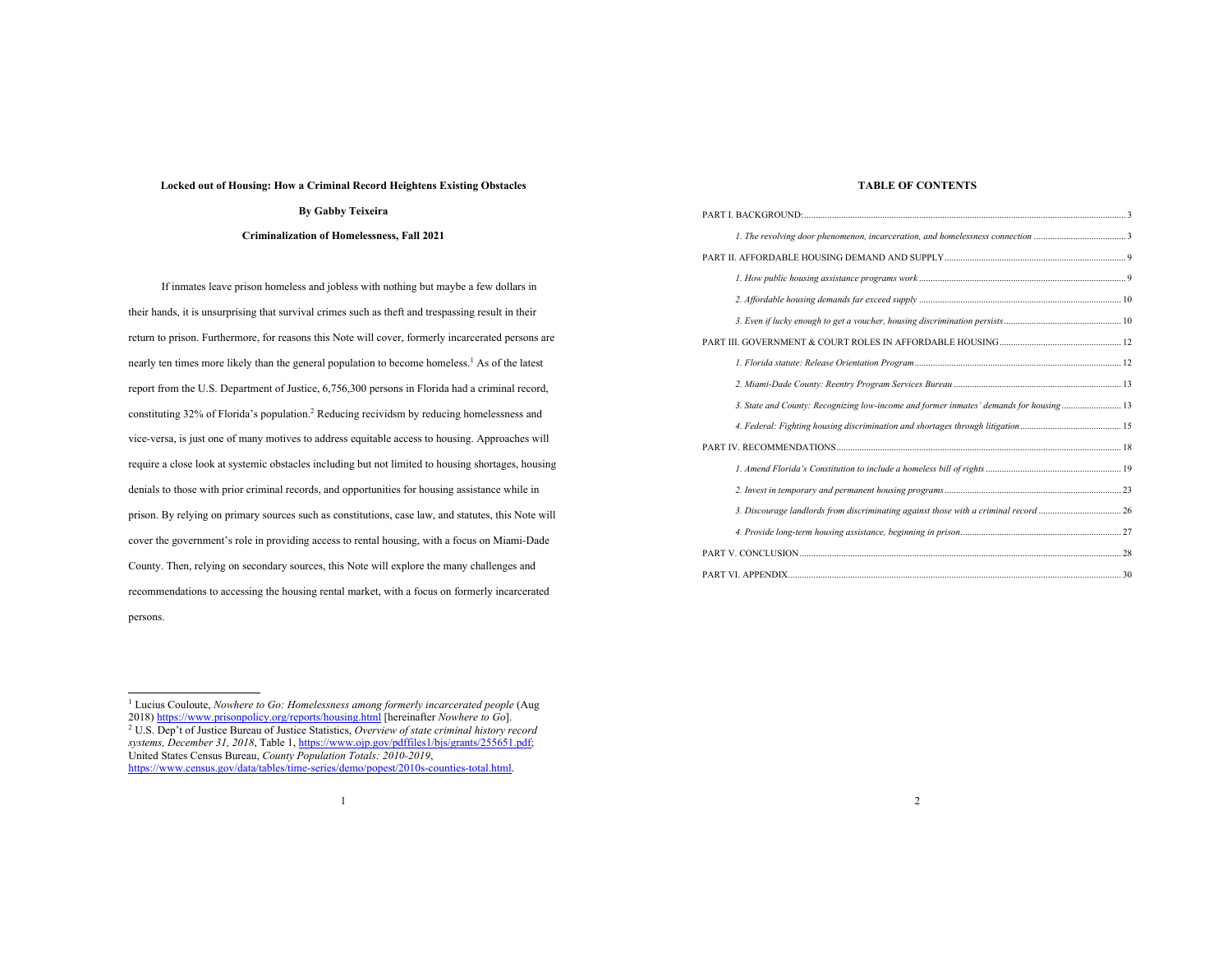**Locked out of Housing: How a Criminal Record Heightens Existing Obstacles**

**By Gabby Teixeira**

**Criminalization of Homelessness, Fall 2021**

If inmates leave prison homeless and jobless with nothing but maybe a few dollars in their hands, it is unsurprising that survival crimes such as theft and trespassing result in their return to prison. Furthermore, for reasons this Note will cover, formerly incarcerated persons are nearly ten times more likely than the general population to become homeless.[1] As of the latest report from the U.S. Department of Justice, 6,756,300 persons in Florida had a criminal record, constituting 32% of Florida's population.[2] Reducing recividsm by reducing homelessness and vice-versa, is just one of many motives to address equitable access to housing. Approaches will require a close look at systemic obstacles including but not limited to housing shortages, housing denials to those with prior criminal records, and opportunities for housing assistance while in prison. By relying on primary sources such as constitutions, case law, and statutes, this Note will cover the government's role in providing access to rental housing, with a focus on Miami-Dade County. Then, relying on secondary sources, this Note will explore the many challenges and recommendations to accessing the housing rental market, with a focus on formerly incarcerated persons.

---

[1] Lucius Couloute, *Nowhere to Go: Homelessness among formerly incarcerated people* (Aug 2018) https://www.prisonpolicy.org/reports/housing.html [hereinafter *Nowhere to Go*].

[2] U.S. Dep't of Justice Bureau of Justice Statistics, *Overview of state criminal history record systems, December 31, 2018*, Table 1, https://www.ojp.gov/pdffiles1/bjs/grants/255651.pdf; United States Census Bureau, *County Population Totals: 2010-2019*, https://www.census.gov/data/tables/time-series/demo/popest/2010s-counties-total.html.

**TABLE OF CONTENTS**

PART I. BACKGROUND: ........ 3

*1. The revolving door phenomenon, incarceration, and homelessness connection* ........ 3

PART II. AFFORDABLE HOUSING DEMAND AND SUPPLY ........ 9

*1. How public housing assistance programs work* ........ 9

*2. Affordable housing demands far exceed supply* ........ 10

*3. Even if lucky enough to get a voucher, housing discrimination persists* ........ 10

PART III. GOVERNMENT & COURT ROLES IN AFFORDABLE HOUSING ........ 12

*1. Florida statute: Release Orientation Program* ........ 12

*2. Miami-Dade County: Reentry Program Services Bureau* ........ 13

*3. State and County: Recognizing low-income and former inmates' demands for housing* ........ 13

*4. Federal: Fighting housing discrimination and shortages through litigation* ........ 15

PART IV. RECOMMENDATIONS ........ 18

*1. Amend Florida's Constitution to include a homeless bill of rights* ........ 19

*2. Invest in temporary and permanent housing programs* ........ 23

*3. Discourage landlords from discriminating against those with a criminal record* ........ 26

*4. Provide long-term housing assistance, beginning in prison* ........ 27

PART V. CONCLUSION ........ 28

PART VI. APPENDIX ........ 30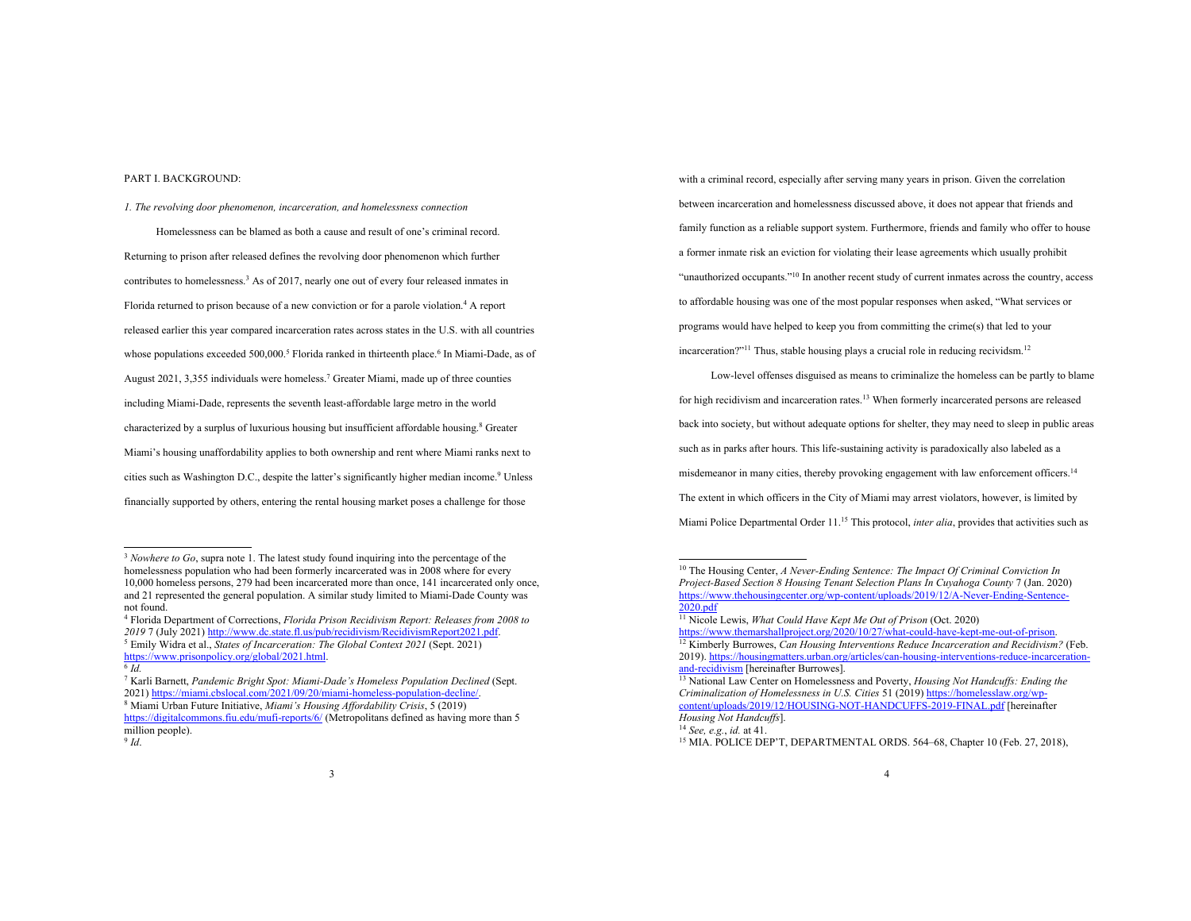PART I. BACKGROUND:

*1. The revolving door phenomenon, incarceration, and homelessness connection*

Homelessness can be blamed as both a cause and result of one's criminal record. Returning to prison after released defines the revolving door phenomenon which further contributes to homelessness.[3] As of 2017, nearly one out of every four released inmates in Florida returned to prison because of a new conviction or for a parole violation.[4] A report released earlier this year compared incarceration rates across states in the U.S. with all countries whose populations exceeded 500,000.[5] Florida ranked in thirteenth place.[6] In Miami-Dade, as of August 2021, 3,355 individuals were homeless.[7] Greater Miami, made up of three counties including Miami-Dade, represents the seventh least-affordable large metro in the world characterized by a surplus of luxurious housing but insufficient affordable housing.[8] Greater Miami's housing unaffordability applies to both ownership and rent where Miami ranks next to cities such as Washington D.C., despite the latter's significantly higher median income.[9] Unless financially supported by others, entering the rental housing market poses a challenge for those with a criminal record, especially after serving many years in prison. Given the correlation between incarceration and homelessness discussed above, it does not appear that friends and family function as a reliable support system. Furthermore, friends and family who offer to house a former inmate risk an eviction for violating their lease agreements which usually prohibit "unauthorized occupants."[10] In another recent study of current inmates across the country, access to affordable housing was one of the most popular responses when asked, "What services or programs would have helped to keep you from committing the crime(s) that led to your incarceration?"[11] Thus, stable housing plays a crucial role in reducing recividsm.[12]

Low-level offenses disguised as means to criminalize the homeless can be partly to blame for high recidivism and incarceration rates.[13] When formerly incarcerated persons are released back into society, but without adequate options for shelter, they may need to sleep in public areas such as in parks after hours. This life-sustaining activity is paradoxically also labeled as a misdemeanor in many cities, thereby provoking engagement with law enforcement officers.[14] The extent in which officers in the City of Miami may arrest violators, however, is limited by Miami Police Departmental Order 11.[15] This protocol, *inter alia*, provides that activities such as

---

[3] *Nowhere to Go*, supra note 1. The latest study found inquiring into the percentage of the homelessness population who had been formerly incarcerated was in 2008 where for every 10,000 homeless persons, 279 had been incarcerated more than once, 141 incarcerated only once, and 21 represented the general population. A similar study limited to Miami-Dade County was not found.

[4] Florida Department of Corrections, *Florida Prison Recidivism Report: Releases from 2008 to 2019* 7 (July 2021) http://www.dc.state.fl.us/pub/recidivism/RecidivismReport2021.pdf.

[5] Emily Widra et al., *States of Incarceration: The Global Context 2021* (Sept. 2021) https://www.prisonpolicy.org/global/2021.html.

[6] *Id.*

[7] Karli Barnett, *Pandemic Bright Spot: Miami-Dade's Homeless Population Declined* (Sept. 2021) https://miami.cbslocal.com/2021/09/20/miami-homeless-population-decline/.

[8] Miami Urban Future Initiative, *Miami's Housing Affordability Crisis*, 5 (2019) https://digitalcommons.fiu.edu/mufi-reports/6/ (Metropolitans defined as having more than 5 million people).

[9] *Id*.

[10] The Housing Center, *A Never-Ending Sentence: The Impact Of Criminal Conviction In Project-Based Section 8 Housing Tenant Selection Plans In Cuyahoga County* 7 (Jan. 2020) https://www.thehousingcenter.org/wp-content/uploads/2019/12/A-Never-Ending-Sentence-2020.pdf

[11] Nicole Lewis, *What Could Have Kept Me Out of Prison* (Oct. 2020) https://www.themarshallproject.org/2020/10/27/what-could-have-kept-me-out-of-prison.

[12] Kimberly Burrowes, *Can Housing Interventions Reduce Incarceration and Recidivism?* (Feb. 2019). https://housingmatters.urban.org/articles/can-housing-interventions-reduce-incarceration-and-recidivism [hereinafter Burrowes].

[13] National Law Center on Homelessness and Poverty, *Housing Not Handcuffs: Ending the Criminalization of Homelessness in U.S. Cities* 51 (2019) https://homelesslaw.org/wp-content/uploads/2019/12/HOUSING-NOT-HANDCUFFS-2019-FINAL.pdf [hereinafter *Housing Not Handcuffs*].

[14] *See, e.g.*, *id.* at 41.

[15] MIA. POLICE DEP'T, DEPARTMENTAL ORDS. 564–68, Chapter 10 (Feb. 27, 2018),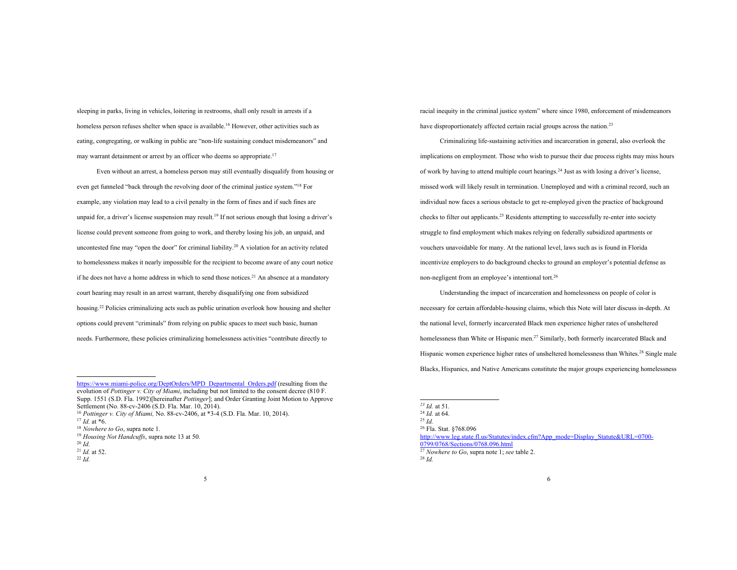sleeping in parks, living in vehicles, loitering in restrooms, shall only result in arrests if a homeless person refuses shelter when space is available.[16] However, other activities such as eating, congregating, or walking in public are "non-life sustaining conduct misdemeanors" and may warrant detainment or arrest by an officer who deems so appropriate.[17]

Even without an arrest, a homeless person may still eventually disqualify from housing or even get funneled "back through the revolving door of the criminal justice system."[18] For example, any violation may lead to a civil penalty in the form of fines and if such fines are unpaid for, a driver's license suspension may result.[19] If not serious enough that losing a driver's license could prevent someone from going to work, and thereby losing his job, an unpaid, and uncontested fine may "open the door" for criminal liability.[20] A violation for an activity related to homelessness makes it nearly impossible for the recipient to become aware of any court notice if he does not have a home address in which to send those notices.[21] An absence at a mandatory court hearing may result in an arrest warrant, thereby disqualifying one from subsidized housing.[22] Policies criminalizing acts such as public urination overlook how housing and shelter options could prevent "criminals" from relying on public spaces to meet such basic, human needs. Furthermore, these policies criminalizing homelessness activities "contribute directly to racial inequity in the criminal justice system" where since 1980, enforcement of misdemeanors have disproportionately affected certain racial groups across the nation.[23]

Criminalizing life-sustaining activities and incarceration in general, also overlook the implications on employment. Those who wish to pursue their due process rights may miss hours of work by having to attend multiple court hearings.[24] Just as with losing a driver's license, missed work will likely result in termination. Unemployed and with a criminal record, such an individual now faces a serious obstacle to get re-employed given the practice of background checks to filter out applicants.[25] Residents attempting to successfully re-enter into society struggle to find employment which makes relying on federally subsidized apartments or vouchers unavoidable for many. At the national level, laws such as is found in Florida incentivize employers to do background checks to ground an employer's potential defense as non-negligent from an employee's intentional tort.[26]

Understanding the impact of incarceration and homelessness on people of color is necessary for certain affordable-housing claims, which this Note will later discuss in-depth. At the national level, formerly incarcerated Black men experience higher rates of unsheltered homelessness than White or Hispanic men.[27] Similarly, both formerly incarcerated Black and Hispanic women experience higher rates of unsheltered homelessness than Whites.[28] Single male Blacks, Hispanics, and Native Americans constitute the major groups experiencing homelessness

---

https://www.miami-police.org/DeptOrders/MPD_Departmental_Orders.pdf (resulting from the evolution of *Pottinger v. City of Miami*, including but not limited to the consent decree (810 F. Supp. 1551 (S.D. Fla. 1992)[hereinafter *Pottinger*]; and Order Granting Joint Motion to Approve Settlement (No. 88-cv-2406 (S.D. Fla. Mar. 10, 2014).

[16] *Pottinger v. City of Miami,* No. 88-cv-2406, at *3-4 (S.D. Fla. Mar. 10, 2014).

[17] *Id.* at *6.

[18] *Nowhere to Go*, supra note 1.

[19] *Housing Not Handcuffs*, supra note 13 at 50.

[20] *Id.*

[21] *Id.* at 52.

[22] *Id.*

[23] *Id.* at 51.

[24] *Id.* at 64.

[25] *Id.*

[26] Fla. Stat. §768.096 http://www.leg.state.fl.us/Statutes/index.cfm?App_mode=Display_Statute&URL=0700-0799/0768/Sections/0768.096.html

[27] *Nowhere to Go*, supra note 1; *see* table 2.

[28] *Id.*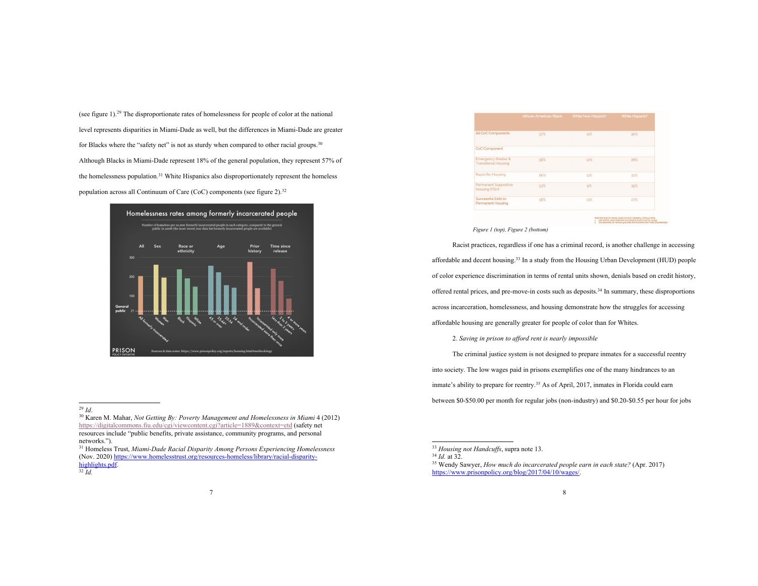(see figure 1).[29] The disproportionate rates of homelessness for people of color at the national level represents disparities in Miami-Dade as well, but the differences in Miami-Dade are greater for Blacks where the "safety net" is not as sturdy when compared to other racial groups.[30] Although Blacks in Miami-Dade represent 18% of the general population, they represent 57% of the homelessness population.[31] White Hispanics also disproportionately represent the homeless population across all Continuum of Care (CoC) components (see figure 2).[32]

| | African-American/Black | White Non-Hispanic¹ | White Hispanic² |
|---|---|---|---|
| All CoC Components | 57% | 11% | 30% |
| CoC Component | | | |
| Emergency Shelter & Transitional Housing | 58% | 12% | 28% |
| Rapid Re-Housing | 66% | 11% | 21% |
| Permanent Supportive Housing (PSH) | 53% | 9% | 35% |
| Successful Exits to Permanent Housing | 58% | 13% | 27% |

*Figure 1 (top), Figure 2 (bottom)*

Racist practices, regardless if one has a criminal record, is another challenge in accessing affordable and decent housing.[33] In a study from the Housing Urban Development (HUD) people of color experience discrimination in terms of rental units shown, denials based on credit history, offered rental prices, and pre-move-in costs such as deposits.[34] In summary, these disproportions across incarceration, homelessness, and housing demonstrate how the struggles for accessing affordable housing are generally greater for people of color than for Whites.

2. *Saving in prison to afford rent is nearly impossible*

The criminal justice system is not designed to prepare inmates for a successful reentry into society. The low wages paid in prisons exemplifies one of the many hindrances to an inmate's ability to prepare for reentry.[35] As of April, 2017, inmates in Florida could earn between $0-$50.00 per month for regular jobs (non-industry) and $0.20-$0.55 per hour for jobs

---

[29] *Id*.

[30] Karen M. Mahar, *Not Getting By: Poverty Management and Homelessness in Miami* 4 (2012) https://digitalcommons.fiu.edu/cgi/viewcontent.cgi?article=1889&context=etd (safety net resources include "public benefits, private assistance, community programs, and personal networks.").

[31] Homeless Trust, *Miami-Dade Racial Disparity Among Persons Experiencing Homelessness* (Nov. 2020) https://www.homelesstrust.org/resources-homeless/library/racial-disparity-highlights.pdf.

[32] *Id.*

[33] *Housing not Handcuffs*, supra note 13.

[34] *Id.* at 32.

[35] Wendy Sawyer, *How much do incarcerated people earn in each state?* (Apr. 2017) https://www.prisonpolicy.org/blog/2017/04/10/wages/.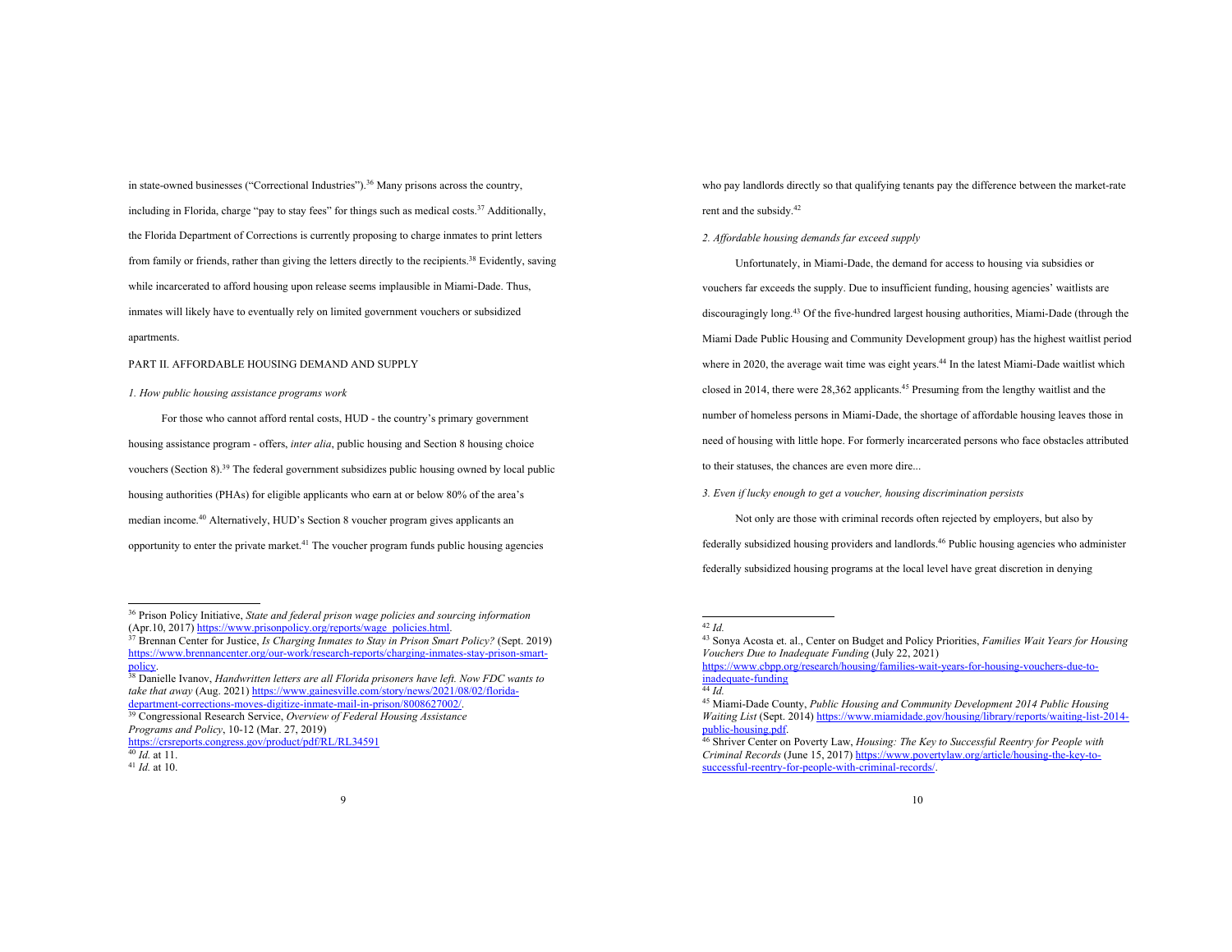in state-owned businesses ("Correctional Industries").[36] Many prisons across the country, including in Florida, charge "pay to stay fees" for things such as medical costs.[37] Additionally, the Florida Department of Corrections is currently proposing to charge inmates to print letters from family or friends, rather than giving the letters directly to the recipients.[38] Evidently, saving while incarcerated to afford housing upon release seems implausible in Miami-Dade. Thus, inmates will likely have to eventually rely on limited government vouchers or subsidized apartments.

PART II. AFFORDABLE HOUSING DEMAND AND SUPPLY

*1. How public housing assistance programs work*

For those who cannot afford rental costs, HUD - the country's primary government housing assistance program - offers, *inter alia*, public housing and Section 8 housing choice vouchers (Section 8).[39] The federal government subsidizes public housing owned by local public housing authorities (PHAs) for eligible applicants who earn at or below 80% of the area's median income.[40] Alternatively, HUD's Section 8 voucher program gives applicants an opportunity to enter the private market.[41] The voucher program funds public housing agencies

[36] Prison Policy Initiative, *State and federal prison wage policies and sourcing information* (Apr.10, 2017) https://www.prisonpolicy.org/reports/wage_policies.html.
[37] Brennan Center for Justice, *Is Charging Inmates to Stay in Prison Smart Policy?* (Sept. 2019) https://www.brennancenter.org/our-work/research-reports/charging-inmates-stay-prison-smart-policy.
[38] Danielle Ivanov, *Handwritten letters are all Florida prisoners have left. Now FDC wants to take that away* (Aug. 2021) https://www.gainesville.com/story/news/2021/08/02/florida-department-corrections-moves-digitize-inmate-mail-in-prison/8008627002/.
[39] Congressional Research Service, *Overview of Federal Housing Assistance Programs and Policy*, 10-12 (Mar. 27, 2019) https://crsreports.congress.gov/product/pdf/RL/RL34591
[40] *Id.* at 11.
[41] *Id.* at 10.

who pay landlords directly so that qualifying tenants pay the difference between the market-rate rent and the subsidy.[42]

*2. Affordable housing demands far exceed supply*

Unfortunately, in Miami-Dade, the demand for access to housing via subsidies or vouchers far exceeds the supply. Due to insufficient funding, housing agencies' waitlists are discouragingly long.[43] Of the five-hundred largest housing authorities, Miami-Dade (through the Miami Dade Public Housing and Community Development group) has the highest waitlist period where in 2020, the average wait time was eight years.[44] In the latest Miami-Dade waitlist which closed in 2014, there were 28,362 applicants.[45] Presuming from the lengthy waitlist and the number of homeless persons in Miami-Dade, the shortage of affordable housing leaves those in need of housing with little hope. For formerly incarcerated persons who face obstacles attributed to their statuses, the chances are even more dire...

*3. Even if lucky enough to get a voucher, housing discrimination persists*

Not only are those with criminal records often rejected by employers, but also by federally subsidized housing providers and landlords.[46] Public housing agencies who administer federally subsidized housing programs at the local level have great discretion in denying

[42] *Id.*
[43] Sonya Acosta et. al., Center on Budget and Policy Priorities, *Families Wait Years for Housing Vouchers Due to Inadequate Funding* (July 22, 2021) https://www.cbpp.org/research/housing/families-wait-years-for-housing-vouchers-due-to-inadequate-funding
[44] *Id.*
[45] Miami-Dade County, *Public Housing and Community Development 2014 Public Housing Waiting List* (Sept. 2014) https://www.miamidade.gov/housing/library/reports/waiting-list-2014-public-housing.pdf.
[46] Shriver Center on Poverty Law, *Housing: The Key to Successful Reentry for People with Criminal Records* (June 15, 2017) https://www.povertylaw.org/article/housing-the-key-to-successful-reentry-for-people-with-criminal-records/.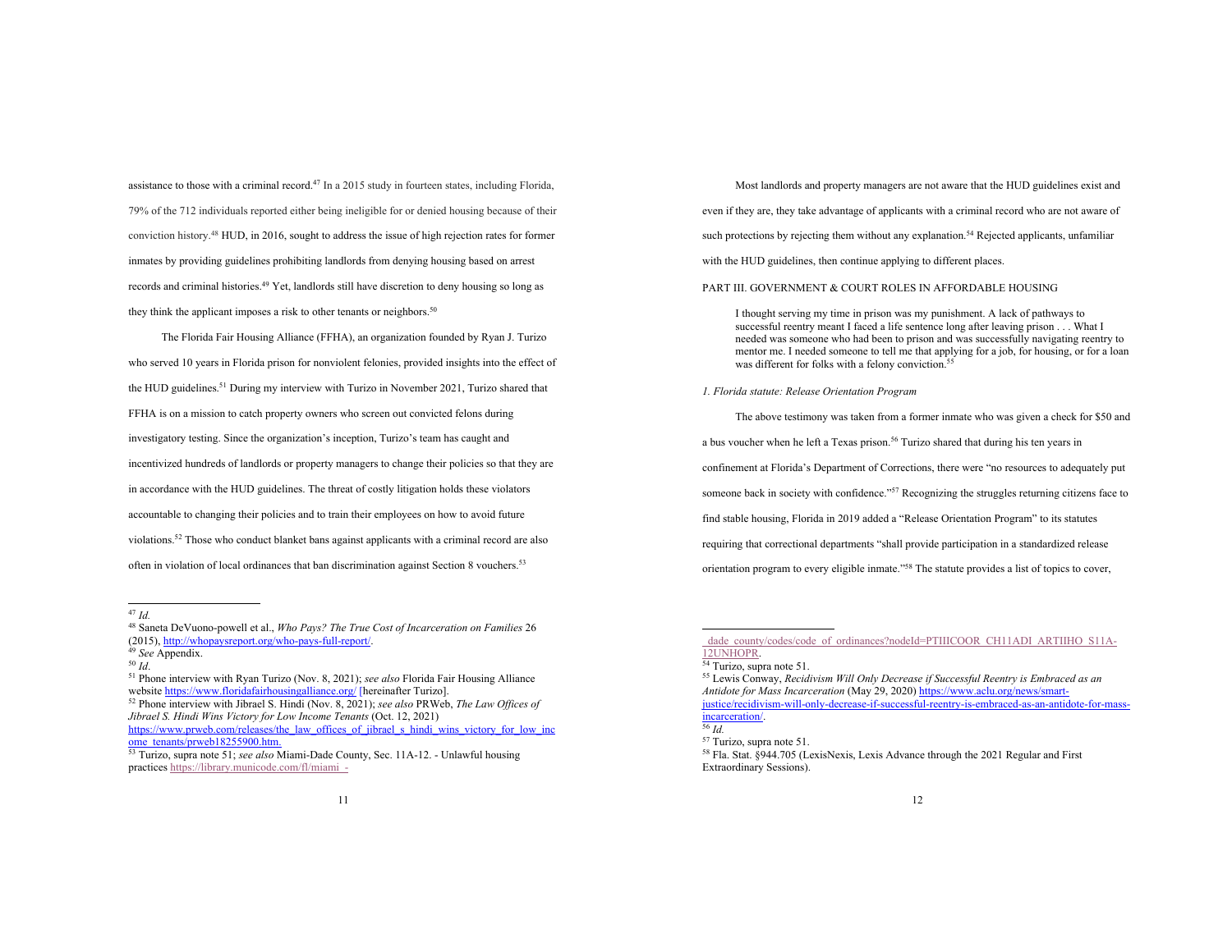assistance to those with a criminal record.[47] In a 2015 study in fourteen states, including Florida, 79% of the 712 individuals reported either being ineligible for or denied housing because of their conviction history.[48] HUD, in 2016, sought to address the issue of high rejection rates for former inmates by providing guidelines prohibiting landlords from denying housing based on arrest records and criminal histories.[49] Yet, landlords still have discretion to deny housing so long as they think the applicant imposes a risk to other tenants or neighbors.[50]

The Florida Fair Housing Alliance (FFHA), an organization founded by Ryan J. Turizo who served 10 years in Florida prison for nonviolent felonies, provided insights into the effect of the HUD guidelines.[51] During my interview with Turizo in November 2021, Turizo shared that FFHA is on a mission to catch property owners who screen out convicted felons during investigatory testing. Since the organization's inception, Turizo's team has caught and incentivized hundreds of landlords or property managers to change their policies so that they are in accordance with the HUD guidelines. The threat of costly litigation holds these violators accountable to changing their policies and to train their employees on how to avoid future violations.[52] Those who conduct blanket bans against applicants with a criminal record are also often in violation of local ordinances that ban discrimination against Section 8 vouchers.[53]

Most landlords and property managers are not aware that the HUD guidelines exist and even if they are, they take advantage of applicants with a criminal record who are not aware of such protections by rejecting them without any explanation.[54] Rejected applicants, unfamiliar with the HUD guidelines, then continue applying to different places.

PART III. GOVERNMENT & COURT ROLES IN AFFORDABLE HOUSING

> I thought serving my time in prison was my punishment. A lack of pathways to successful reentry meant I faced a life sentence long after leaving prison . . . What I needed was someone who had been to prison and was successfully navigating reentry to mentor me. I needed someone to tell me that applying for a job, for housing, or for a loan was different for folks with a felony conviction.[55]

*1. Florida statute: Release Orientation Program*

The above testimony was taken from a former inmate who was given a check for $50 and a bus voucher when he left a Texas prison.[56] Turizo shared that during his ten years in confinement at Florida's Department of Corrections, there were "no resources to adequately put someone back in society with confidence."[57] Recognizing the struggles returning citizens face to find stable housing, Florida in 2019 added a "Release Orientation Program" to its statutes requiring that correctional departments "shall provide participation in a standardized release orientation program to every eligible inmate."[58] The statute provides a list of topics to cover,

---

[47] *Id.*

[48] Saneta DeVuono-powell et al., *Who Pays? The True Cost of Incarceration on Families* 26 (2015), http://whopaysreport.org/who-pays-full-report/.

[49] *See* Appendix.

[50] *Id.*

[51] Phone interview with Ryan Turizo (Nov. 8, 2021); *see also* Florida Fair Housing Alliance website https://www.floridafairhousingalliance.org/ [hereinafter Turizo].

[52] Phone interview with Jibrael S. Hindi (Nov. 8, 2021); *see also* PRWeb, *The Law Offices of Jibrael S. Hindi Wins Victory for Low Income Tenants* (Oct. 12, 2021) https://www.prweb.com/releases/the_law_offices_of_jibrael_s_hindi_wins_victory_for_low_income_tenants/prweb18255900.htm.

[53] Turizo, supra note 51; *see also* Miami-Dade County, Sec. 11A-12. - Unlawful housing practices https://library.municode.com/fl/miami_-_dade_county/codes/code_of_ordinances?nodeId=PTIIICOOR_CH11ADI_ARTIIHO_S11A-12UNHOPR.

[54] Turizo, supra note 51.

[55] Lewis Conway, *Recidivism Will Only Decrease if Successful Reentry is Embraced as an Antidote for Mass Incarceration* (May 29, 2020) https://www.aclu.org/news/smart-justice/recidivism-will-only-decrease-if-successful-reentry-is-embraced-as-an-antidote-for-mass-incarceration/.

[56] *Id.*

[57] Turizo, supra note 51.

[58] Fla. Stat. §944.705 (LexisNexis, Lexis Advance through the 2021 Regular and First Extraordinary Sessions).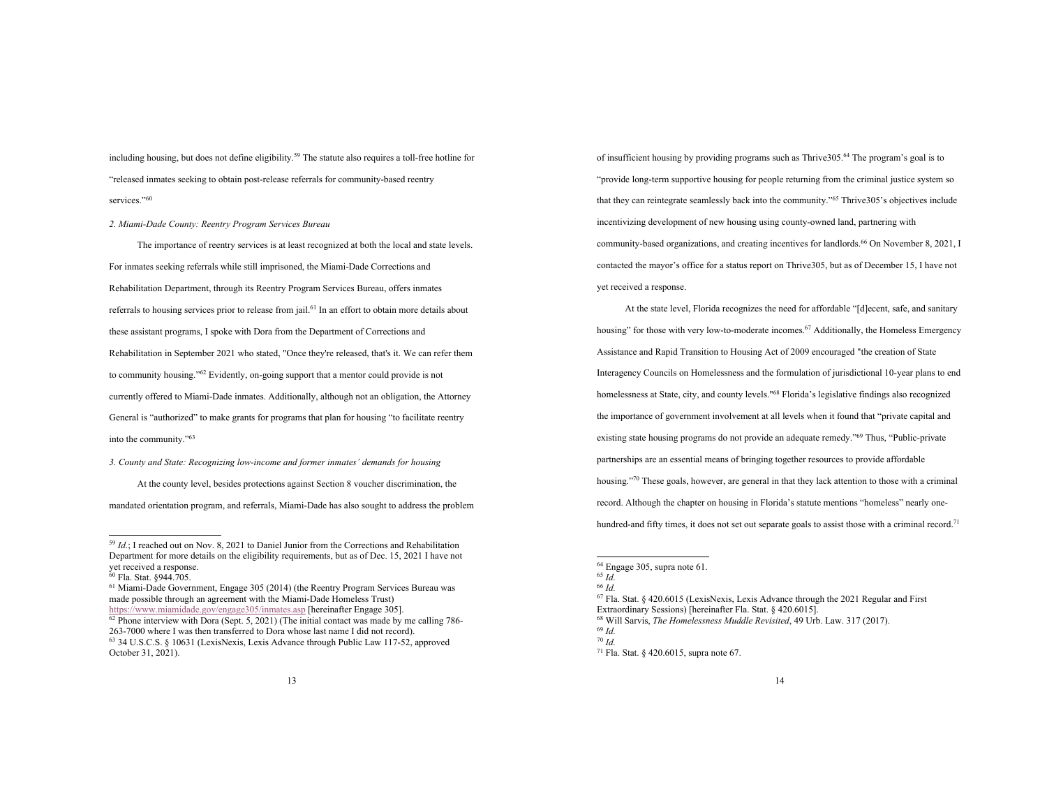including housing, but does not define eligibility.[59] The statute also requires a toll-free hotline for "released inmates seeking to obtain post-release referrals for community-based reentry services."[60]

*2. Miami-Dade County: Reentry Program Services Bureau*

The importance of reentry services is at least recognized at both the local and state levels. For inmates seeking referrals while still imprisoned, the Miami-Dade Corrections and Rehabilitation Department, through its Reentry Program Services Bureau, offers inmates referrals to housing services prior to release from jail.[61] In an effort to obtain more details about these assistant programs, I spoke with Dora from the Department of Corrections and Rehabilitation in September 2021 who stated, "Once they're released, that's it. We can refer them to community housing."[62] Evidently, on-going support that a mentor could provide is not currently offered to Miami-Dade inmates. Additionally, although not an obligation, the Attorney General is "authorized" to make grants for programs that plan for housing "to facilitate reentry into the community."[63]

*3. County and State: Recognizing low-income and former inmates' demands for housing*

At the county level, besides protections against Section 8 voucher discrimination, the mandated orientation program, and referrals, Miami-Dade has also sought to address the problem of insufficient housing by providing programs such as Thrive305.[64] The program's goal is to "provide long-term supportive housing for people returning from the criminal justice system so that they can reintegrate seamlessly back into the community."[65] Thrive305's objectives include incentivizing development of new housing using county-owned land, partnering with community-based organizations, and creating incentives for landlords.[66] On November 8, 2021, I contacted the mayor's office for a status report on Thrive305, but as of December 15, I have not yet received a response.

At the state level, Florida recognizes the need for affordable "[d]ecent, safe, and sanitary housing" for those with very low-to-moderate incomes.[67] Additionally, the Homeless Emergency Assistance and Rapid Transition to Housing Act of 2009 encouraged "the creation of State Interagency Councils on Homelessness and the formulation of jurisdictional 10-year plans to end homelessness at State, city, and county levels."[68] Florida's legislative findings also recognized the importance of government involvement at all levels when it found that "private capital and existing state housing programs do not provide an adequate remedy."[69] Thus, "Public-private partnerships are an essential means of bringing together resources to provide affordable housing."[70] These goals, however, are general in that they lack attention to those with a criminal record. Although the chapter on housing in Florida's statute mentions "homeless" nearly one-hundred-and fifty times, it does not set out separate goals to assist those with a criminal record.[71]

---

[59] *Id.*; I reached out on Nov. 8, 2021 to Daniel Junior from the Corrections and Rehabilitation Department for more details on the eligibility requirements, but as of Dec. 15, 2021 I have not yet received a response.

[60] Fla. Stat. §944.705.

[61] Miami-Dade Government, Engage 305 (2014) (the Reentry Program Services Bureau was made possible through an agreement with the Miami-Dade Homeless Trust) https://www.miamidade.gov/engage305/inmates.asp [hereinafter Engage 305].

[62] Phone interview with Dora (Sept. 5, 2021) (The initial contact was made by me calling 786-263-7000 where I was then transferred to Dora whose last name I did not record).

[63] 34 U.S.C.S. § 10631 (LexisNexis, Lexis Advance through Public Law 117-52, approved October 31, 2021).

[64] Engage 305, supra note 61.

[65] *Id.*

[66] *Id.*

[67] Fla. Stat. § 420.6015 (LexisNexis, Lexis Advance through the 2021 Regular and First Extraordinary Sessions) [hereinafter Fla. Stat. § 420.6015].

[68] Will Sarvis, *The Homelessness Muddle Revisited*, 49 Urb. Law. 317 (2017).

[69] *Id.*

[70] *Id.*

[71] Fla. Stat. § 420.6015, supra note 67.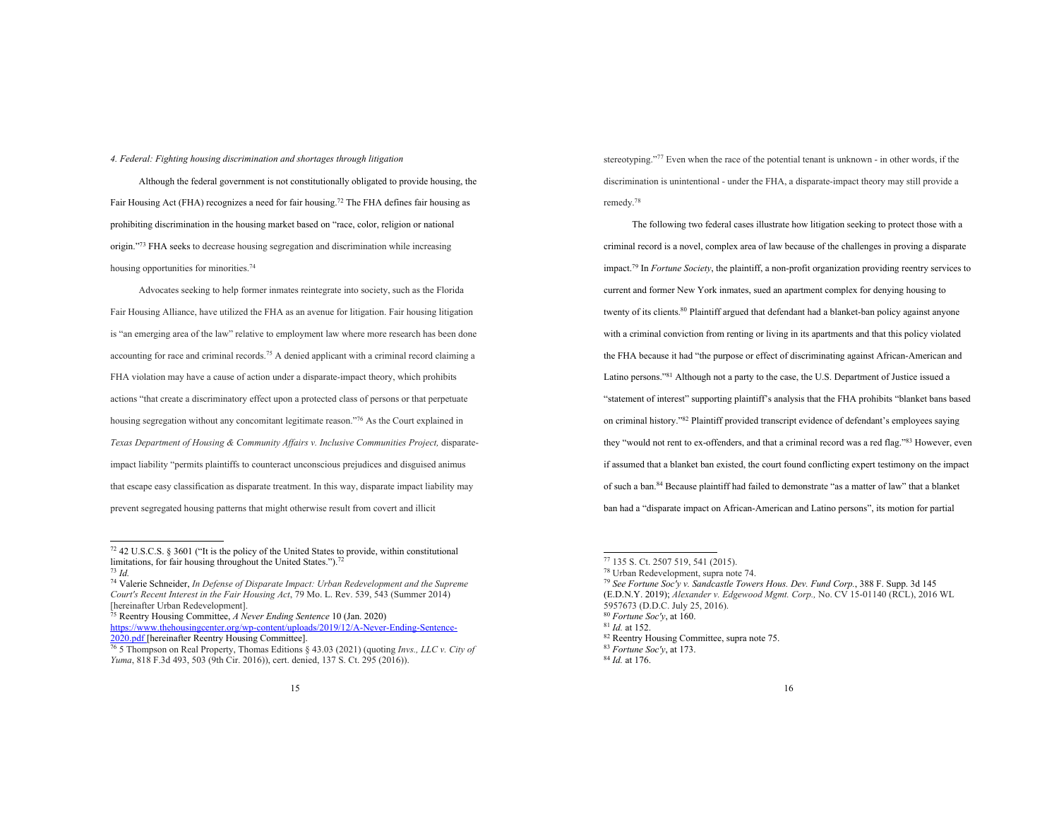*4. Federal: Fighting housing discrimination and shortages through litigation*

Although the federal government is not constitutionally obligated to provide housing, the Fair Housing Act (FHA) recognizes a need for fair housing.[72] The FHA defines fair housing as prohibiting discrimination in the housing market based on "race, color, religion or national origin."[73] FHA seeks to decrease housing segregation and discrimination while increasing housing opportunities for minorities.[74]

Advocates seeking to help former inmates reintegrate into society, such as the Florida Fair Housing Alliance, have utilized the FHA as an avenue for litigation. Fair housing litigation is "an emerging area of the law" relative to employment law where more research has been done accounting for race and criminal records.[75] A denied applicant with a criminal record claiming a FHA violation may have a cause of action under a disparate-impact theory, which prohibits actions "that create a discriminatory effect upon a protected class of persons or that perpetuate housing segregation without any concomitant legitimate reason."[76] As the Court explained in *Texas Department of Housing & Community Affairs v. Inclusive Communities Project,* disparate-impact liability "permits plaintiffs to counteract unconscious prejudices and disguised animus that escape easy classification as disparate treatment. In this way, disparate impact liability may prevent segregated housing patterns that might otherwise result from covert and illicit stereotyping."[77] Even when the race of the potential tenant is unknown - in other words, if the discrimination is unintentional - under the FHA, a disparate-impact theory may still provide a remedy.[78]

The following two federal cases illustrate how litigation seeking to protect those with a criminal record is a novel, complex area of law because of the challenges in proving a disparate impact.[79] In *Fortune Society*, the plaintiff, a non-profit organization providing reentry services to current and former New York inmates, sued an apartment complex for denying housing to twenty of its clients.[80] Plaintiff argued that defendant had a blanket-ban policy against anyone with a criminal conviction from renting or living in its apartments and that this policy violated the FHA because it had "the purpose or effect of discriminating against African-American and Latino persons."[81] Although not a party to the case, the U.S. Department of Justice issued a "statement of interest" supporting plaintiff's analysis that the FHA prohibits "blanket bans based on criminal history."[82] Plaintiff provided transcript evidence of defendant's employees saying they "would not rent to ex-offenders, and that a criminal record was a red flag."[83] However, even if assumed that a blanket ban existed, the court found conflicting expert testimony on the impact of such a ban.[84] Because plaintiff had failed to demonstrate "as a matter of law" that a blanket ban had a "disparate impact on African-American and Latino persons", its motion for partial

---

[72] 42 U.S.C.S. § 3601 ("It is the policy of the United States to provide, within constitutional limitations, for fair housing throughout the United States.").[72]

[73] *Id.*

[74] Valerie Schneider, *In Defense of Disparate Impact: Urban Redevelopment and the Supreme Court's Recent Interest in the Fair Housing Act*, 79 Mo. L. Rev. 539, 543 (Summer 2014) [hereinafter Urban Redevelopment].

[75] Reentry Housing Committee, *A Never Ending Sentence* 10 (Jan. 2020) https://www.thehousingcenter.org/wp-content/uploads/2019/12/A-Never-Ending-Sentence-2020.pdf [hereinafter Reentry Housing Committee].

[76] 5 Thompson on Real Property, Thomas Editions § 43.03 (2021) (quoting *Invs., LLC v. City of Yuma*, 818 F.3d 493, 503 (9th Cir. 2016)), cert. denied, 137 S. Ct. 295 (2016)).

[77] 135 S. Ct. 2507 519, 541 (2015).

[78] Urban Redevelopment, supra note 74.

[79] *See Fortune Soc'y v. Sandcastle Towers Hous. Dev. Fund Corp.*, 388 F. Supp. 3d 145 (E.D.N.Y. 2019); *Alexander v. Edgewood Mgmt. Corp.,* No. CV 15-01140 (RCL), 2016 WL 5957673 (D.D.C. July 25, 2016).

[80] *Fortune Soc'y*, at 160.

[81] *Id.* at 152.

[82] Reentry Housing Committee, supra note 75.

[83] *Fortune Soc'y*, at 173.

[84] *Id.* at 176.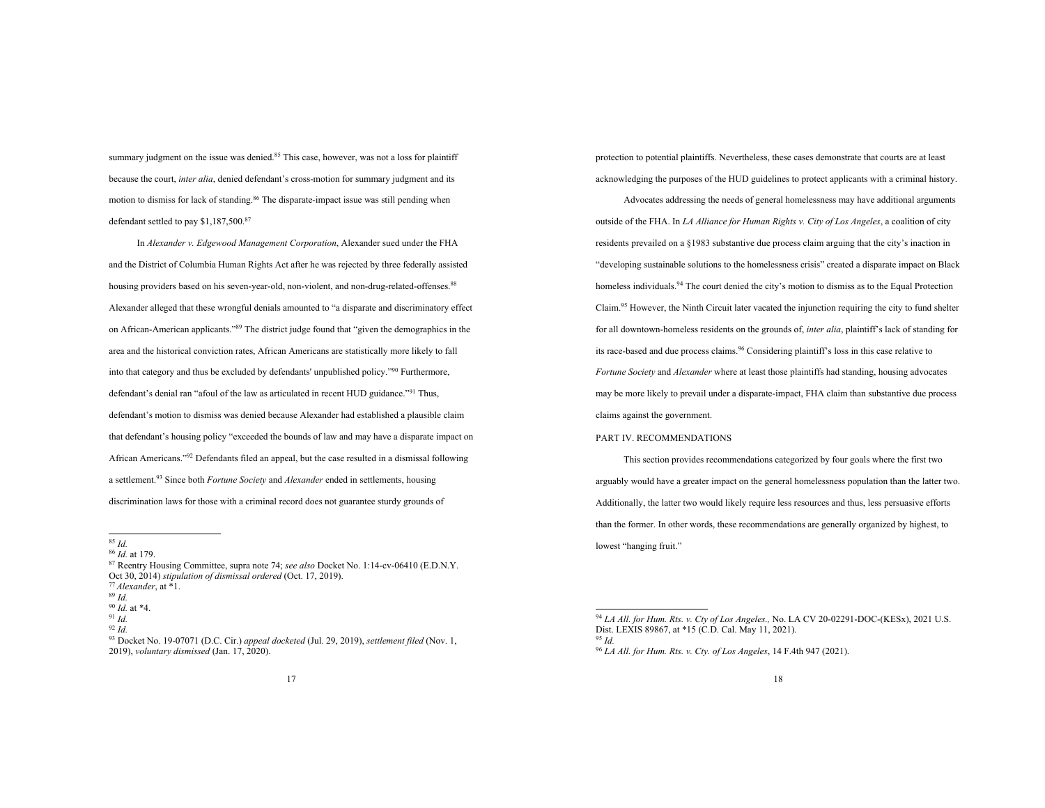summary judgment on the issue was denied.[85] This case, however, was not a loss for plaintiff because the court, *inter alia*, denied defendant's cross-motion for summary judgment and its motion to dismiss for lack of standing.[86] The disparate-impact issue was still pending when defendant settled to pay $1,187,500.[87]

In *Alexander v. Edgewood Management Corporation*, Alexander sued under the FHA and the District of Columbia Human Rights Act after he was rejected by three federally assisted housing providers based on his seven-year-old, non-violent, and non-drug-related-offenses.[88] Alexander alleged that these wrongful denials amounted to "a disparate and discriminatory effect on African-American applicants."[89] The district judge found that "given the demographics in the area and the historical conviction rates, African Americans are statistically more likely to fall into that category and thus be excluded by defendants' unpublished policy."[90] Furthermore, defendant's denial ran "afoul of the law as articulated in recent HUD guidance."[91] Thus, defendant's motion to dismiss was denied because Alexander had established a plausible claim that defendant's housing policy "exceeded the bounds of law and may have a disparate impact on African Americans."[92] Defendants filed an appeal, but the case resulted in a dismissal following a settlement.[93] Since both *Fortune Society* and *Alexander* ended in settlements, housing discrimination laws for those with a criminal record does not guarantee sturdy grounds of protection to potential plaintiffs. Nevertheless, these cases demonstrate that courts are at least acknowledging the purposes of the HUD guidelines to protect applicants with a criminal history.

Advocates addressing the needs of general homelessness may have additional arguments outside of the FHA. In *LA Alliance for Human Rights v. City of Los Angeles*, a coalition of city residents prevailed on a §1983 substantive due process claim arguing that the city's inaction in "developing sustainable solutions to the homelessness crisis" created a disparate impact on Black homeless individuals.[94] The court denied the city's motion to dismiss as to the Equal Protection Claim.[95] However, the Ninth Circuit later vacated the injunction requiring the city to fund shelter for all downtown-homeless residents on the grounds of, *inter alia*, plaintiff's lack of standing for its race-based and due process claims.[96] Considering plaintiff's loss in this case relative to *Fortune Society* and *Alexander* where at least those plaintiffs had standing, housing advocates may be more likely to prevail under a disparate-impact, FHA claim than substantive due process claims against the government.

## PART IV. RECOMMENDATIONS

This section provides recommendations categorized by four goals where the first two arguably would have a greater impact on the general homelessness population than the latter two. Additionally, the latter two would likely require less resources and thus, less persuasive efforts than the former. In other words, these recommendations are generally organized by highest, to lowest "hanging fruit."

---

[85] *Id.*

[86] *Id.* at 179.

[87] Reentry Housing Committee, supra note 74; *see also* Docket No. 1:14-cv-06410 (E.D.N.Y. Oct 30, 2014) *stipulation of dismissal ordered* (Oct. 17, 2019).

[77] *Alexander*, at *1.

[89] *Id.*

[90] *Id.* at *4.

[91] *Id.*

[92] *Id.*

[93] Docket No. 19-07071 (D.C. Cir.) *appeal docketed* (Jul. 29, 2019), *settlement filed* (Nov. 1, 2019), *voluntary dismissed* (Jan. 17, 2020).

[94] *LA All. for Hum. Rts. v. Cty of Los Angeles.,* No. LA CV 20-02291-DOC-(KESx), 2021 U.S. Dist. LEXIS 89867, at *15 (C.D. Cal. May 11, 2021).

[95] *Id.*

[96] *LA All. for Hum. Rts. v. Cty. of Los Angeles*, 14 F.4th 947 (2021).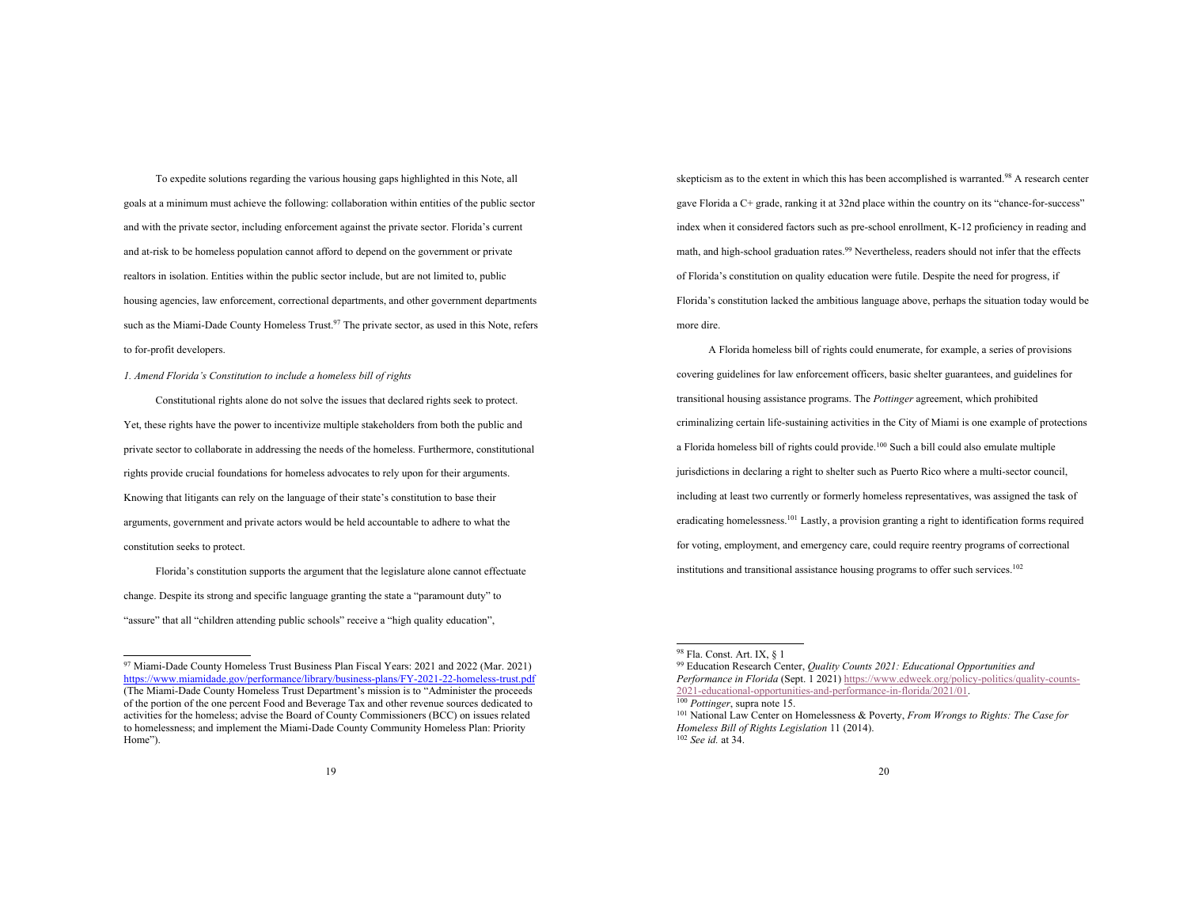To expedite solutions regarding the various housing gaps highlighted in this Note, all goals at a minimum must achieve the following: collaboration within entities of the public sector and with the private sector, including enforcement against the private sector. Florida's current and at-risk to be homeless population cannot afford to depend on the government or private realtors in isolation. Entities within the public sector include, but are not limited to, public housing agencies, law enforcement, correctional departments, and other government departments such as the Miami-Dade County Homeless Trust.[97] The private sector, as used in this Note, refers to for-profit developers.

*1. Amend Florida's Constitution to include a homeless bill of rights*

Constitutional rights alone do not solve the issues that declared rights seek to protect. Yet, these rights have the power to incentivize multiple stakeholders from both the public and private sector to collaborate in addressing the needs of the homeless. Furthermore, constitutional rights provide crucial foundations for homeless advocates to rely upon for their arguments. Knowing that litigants can rely on the language of their state's constitution to base their arguments, government and private actors would be held accountable to adhere to what the constitution seeks to protect.

Florida's constitution supports the argument that the legislature alone cannot effectuate change. Despite its strong and specific language granting the state a "paramount duty" to "assure" that all "children attending public schools" receive a "high quality education", skepticism as to the extent in which this has been accomplished is warranted.[98] A research center gave Florida a C+ grade, ranking it at 32nd place within the country on its "chance-for-success" index when it considered factors such as pre-school enrollment, K-12 proficiency in reading and math, and high-school graduation rates.[99] Nevertheless, readers should not infer that the effects of Florida's constitution on quality education were futile. Despite the need for progress, if Florida's constitution lacked the ambitious language above, perhaps the situation today would be more dire.

A Florida homeless bill of rights could enumerate, for example, a series of provisions covering guidelines for law enforcement officers, basic shelter guarantees, and guidelines for transitional housing assistance programs. The *Pottinger* agreement, which prohibited criminalizing certain life-sustaining activities in the City of Miami is one example of protections a Florida homeless bill of rights could provide.[100] Such a bill could also emulate multiple jurisdictions in declaring a right to shelter such as Puerto Rico where a multi-sector council, including at least two currently or formerly homeless representatives, was assigned the task of eradicating homelessness.[101] Lastly, a provision granting a right to identification forms required for voting, employment, and emergency care, could require reentry programs of correctional institutions and transitional assistance housing programs to offer such services.[102]

---

[97] Miami-Dade County Homeless Trust Business Plan Fiscal Years: 2021 and 2022 (Mar. 2021) https://www.miamidade.gov/performance/library/business-plans/FY-2021-22-homeless-trust.pdf (The Miami-Dade County Homeless Trust Department's mission is to "Administer the proceeds of the portion of the one percent Food and Beverage Tax and other revenue sources dedicated to activities for the homeless; advise the Board of County Commissioners (BCC) on issues related to homelessness; and implement the Miami-Dade County Community Homeless Plan: Priority Home").

[98] Fla. Const. Art. IX, § 1

[99] Education Research Center, *Quality Counts 2021: Educational Opportunities and Performance in Florida* (Sept. 1 2021) https://www.edweek.org/policy-politics/quality-counts-2021-educational-opportunities-and-performance-in-florida/2021/01.

[100] *Pottinger*, supra note 15.

[101] National Law Center on Homelessness & Poverty, *From Wrongs to Rights: The Case for Homeless Bill of Rights Legislation* 11 (2014).

[102] *See id.* at 34.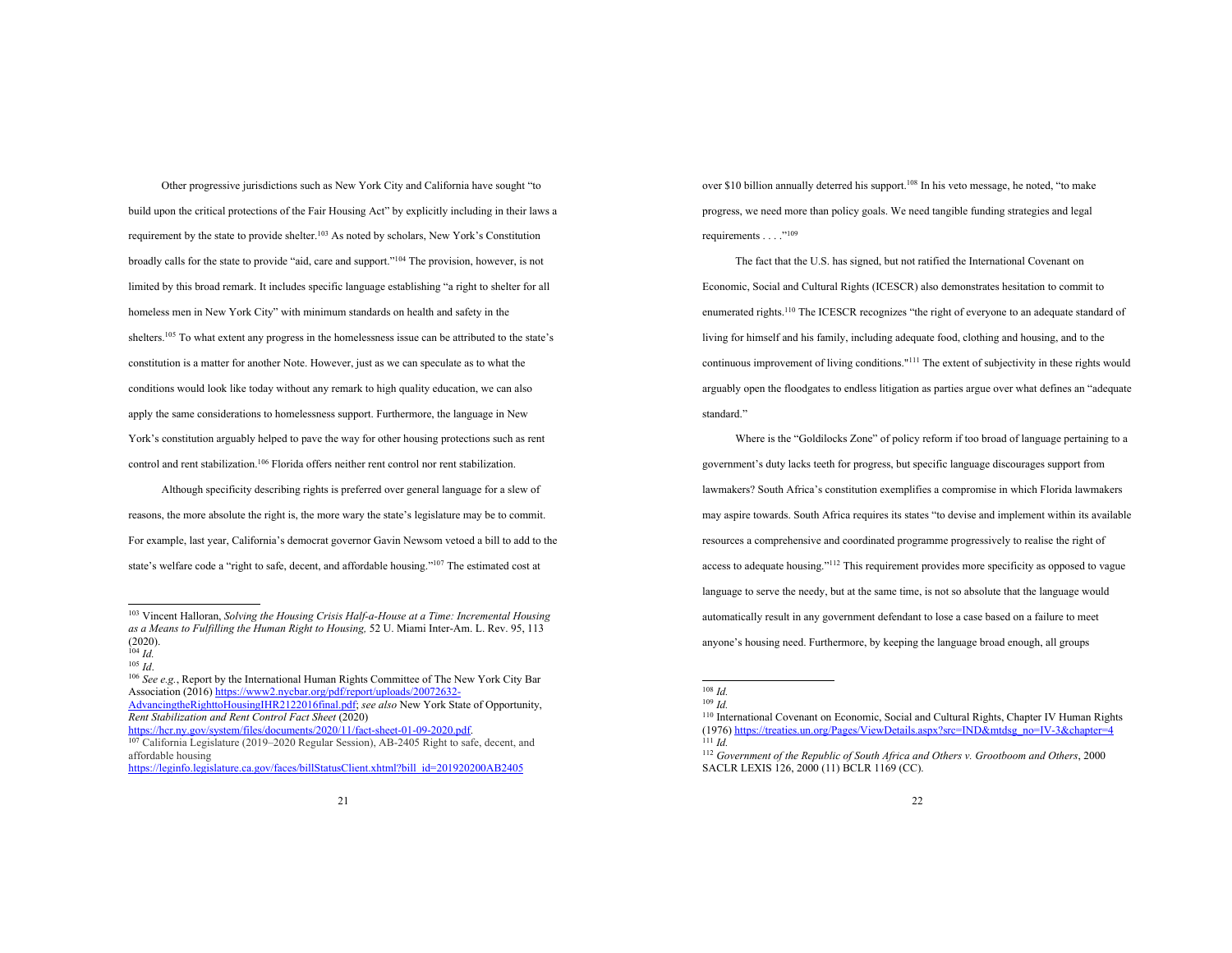Other progressive jurisdictions such as New York City and California have sought "to build upon the critical protections of the Fair Housing Act" by explicitly including in their laws a requirement by the state to provide shelter.[103] As noted by scholars, New York's Constitution broadly calls for the state to provide "aid, care and support."[104] The provision, however, is not limited by this broad remark. It includes specific language establishing "a right to shelter for all homeless men in New York City" with minimum standards on health and safety in the shelters.[105] To what extent any progress in the homelessness issue can be attributed to the state's constitution is a matter for another Note. However, just as we can speculate as to what the conditions would look like today without any remark to high quality education, we can also apply the same considerations to homelessness support. Furthermore, the language in New York's constitution arguably helped to pave the way for other housing protections such as rent control and rent stabilization.[106] Florida offers neither rent control nor rent stabilization.

Although specificity describing rights is preferred over general language for a slew of reasons, the more absolute the right is, the more wary the state's legislature may be to commit. For example, last year, California's democrat governor Gavin Newsom vetoed a bill to add to the state's welfare code a "right to safe, decent, and affordable housing."[107] The estimated cost at over $10 billion annually deterred his support.[108] In his veto message, he noted, "to make progress, we need more than policy goals. We need tangible funding strategies and legal requirements . . . ."[109]

The fact that the U.S. has signed, but not ratified the International Covenant on Economic, Social and Cultural Rights (ICESCR) also demonstrates hesitation to commit to enumerated rights.[110] The ICESCR recognizes "the right of everyone to an adequate standard of living for himself and his family, including adequate food, clothing and housing, and to the continuous improvement of living conditions."[111] The extent of subjectivity in these rights would arguably open the floodgates to endless litigation as parties argue over what defines an "adequate standard."

Where is the "Goldilocks Zone" of policy reform if too broad of language pertaining to a government's duty lacks teeth for progress, but specific language discourages support from lawmakers? South Africa's constitution exemplifies a compromise in which Florida lawmakers may aspire towards. South Africa requires its states "to devise and implement within its available resources a comprehensive and coordinated programme progressively to realise the right of access to adequate housing."[112] This requirement provides more specificity as opposed to vague language to serve the needy, but at the same time, is not so absolute that the language would automatically result in any government defendant to lose a case based on a failure to meet anyone's housing need. Furthermore, by keeping the language broad enough, all groups

---

[103] Vincent Halloran, *Solving the Housing Crisis Half-a-House at a Time: Incremental Housing as a Means to Fulfilling the Human Right to Housing,* 52 U. Miami Inter-Am. L. Rev. 95, 113 (2020).

[104] *Id.*

[105] *Id*.

[106] *See e.g.*, Report by the International Human Rights Committee of The New York City Bar Association (2016) https://www2.nycbar.org/pdf/report/uploads/20072632-AdvancingtheRighttoHousingIHR2122016final.pdf; *see also* New York State of Opportunity, *Rent Stabilization and Rent Control Fact Sheet* (2020) https://hcr.ny.gov/system/files/documents/2020/11/fact-sheet-01-09-2020.pdf.

[107] California Legislature (2019–2020 Regular Session), AB-2405 Right to safe, decent, and affordable housing https://leginfo.legislature.ca.gov/faces/billStatusClient.xhtml?bill_id=201920200AB2405

[108] *Id.*

[109] *Id.*

[110] International Covenant on Economic, Social and Cultural Rights, Chapter IV Human Rights (1976) https://treaties.un.org/Pages/ViewDetails.aspx?src=IND&mtdsg_no=IV-3&chapter=4

[111] *Id.*

[112] *Government of the Republic of South Africa and Others v. Grootboom and Others*, 2000 SACLR LEXIS 126, 2000 (11) BCLR 1169 (CC).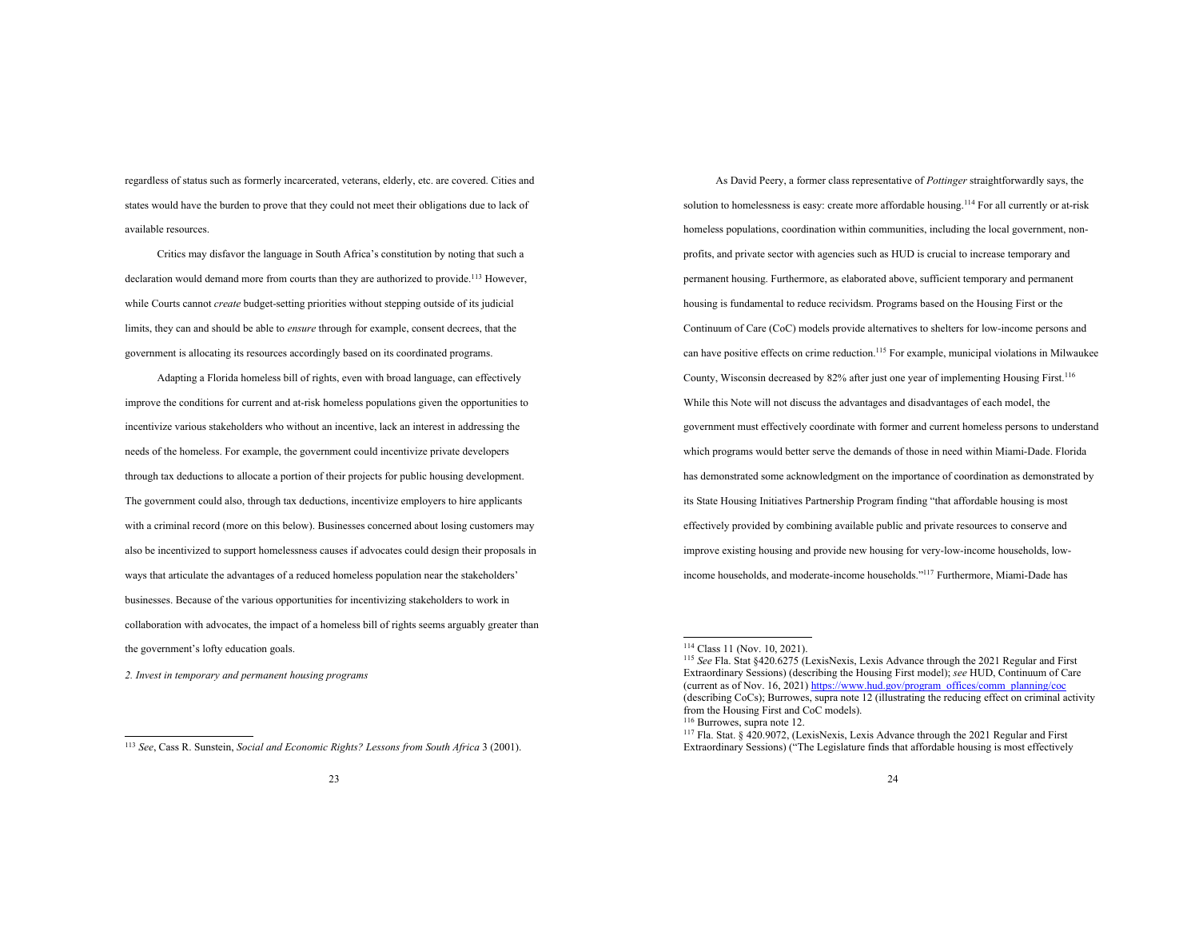regardless of status such as formerly incarcerated, veterans, elderly, etc. are covered. Cities and states would have the burden to prove that they could not meet their obligations due to lack of available resources.

Critics may disfavor the language in South Africa's constitution by noting that such a declaration would demand more from courts than they are authorized to provide.[113] However, while Courts cannot *create* budget-setting priorities without stepping outside of its judicial limits, they can and should be able to *ensure* through for example, consent decrees, that the government is allocating its resources accordingly based on its coordinated programs.

Adapting a Florida homeless bill of rights, even with broad language, can effectively improve the conditions for current and at-risk homeless populations given the opportunities to incentivize various stakeholders who without an incentive, lack an interest in addressing the needs of the homeless. For example, the government could incentivize private developers through tax deductions to allocate a portion of their projects for public housing development. The government could also, through tax deductions, incentivize employers to hire applicants with a criminal record (more on this below). Businesses concerned about losing customers may also be incentivized to support homelessness causes if advocates could design their proposals in ways that articulate the advantages of a reduced homeless population near the stakeholders' businesses. Because of the various opportunities for incentivizing stakeholders to work in collaboration with advocates, the impact of a homeless bill of rights seems arguably greater than the government's lofty education goals.

*2. Invest in temporary and permanent housing programs*

As David Peery, a former class representative of *Pottinger* straightforwardly says, the solution to homelessness is easy: create more affordable housing.[114] For all currently or at-risk homeless populations, coordination within communities, including the local government, non-profits, and private sector with agencies such as HUD is crucial to increase temporary and permanent housing. Furthermore, as elaborated above, sufficient temporary and permanent housing is fundamental to reduce recividsm. Programs based on the Housing First or the Continuum of Care (CoC) models provide alternatives to shelters for low-income persons and can have positive effects on crime reduction.[115] For example, municipal violations in Milwaukee County, Wisconsin decreased by 82% after just one year of implementing Housing First.[116] While this Note will not discuss the advantages and disadvantages of each model, the government must effectively coordinate with former and current homeless persons to understand which programs would better serve the demands of those in need within Miami-Dade. Florida has demonstrated some acknowledgment on the importance of coordination as demonstrated by its State Housing Initiatives Partnership Program finding "that affordable housing is most effectively provided by combining available public and private resources to conserve and improve existing housing and provide new housing for very-low-income households, low-income households, and moderate-income households."[117] Furthermore, Miami-Dade has

---

[113] *See*, Cass R. Sunstein, *Social and Economic Rights? Lessons from South Africa* 3 (2001).

[114] Class 11 (Nov. 10, 2021).

[115] *See* Fla. Stat §420.6275 (LexisNexis, Lexis Advance through the 2021 Regular and First Extraordinary Sessions) (describing the Housing First model); *see* HUD, Continuum of Care (current as of Nov. 16, 2021) https://www.hud.gov/program_offices/comm_planning/coc (describing CoCs); Burrowes, supra note 12 (illustrating the reducing effect on criminal activity from the Housing First and CoC models).

[116] Burrowes, supra note 12.

[117] Fla. Stat. § 420.9072, (LexisNexis, Lexis Advance through the 2021 Regular and First Extraordinary Sessions) ("The Legislature finds that affordable housing is most effectively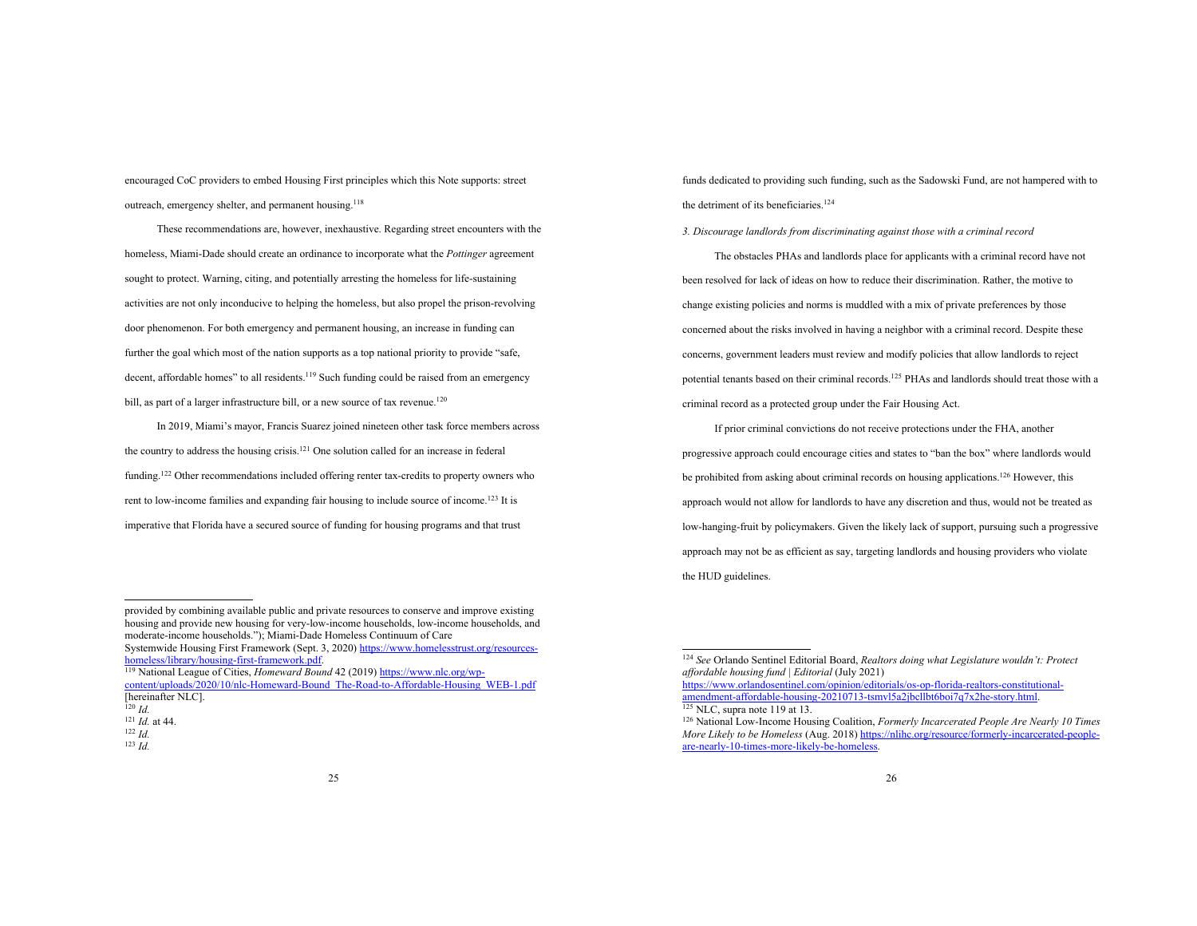encouraged CoC providers to embed Housing First principles which this Note supports: street outreach, emergency shelter, and permanent housing.[118]

These recommendations are, however, inexhaustive. Regarding street encounters with the homeless, Miami-Dade should create an ordinance to incorporate what the *Pottinger* agreement sought to protect. Warning, citing, and potentially arresting the homeless for life-sustaining activities are not only inconducive to helping the homeless, but also propel the prison-revolving door phenomenon. For both emergency and permanent housing, an increase in funding can further the goal which most of the nation supports as a top national priority to provide "safe, decent, affordable homes" to all residents.[119] Such funding could be raised from an emergency bill, as part of a larger infrastructure bill, or a new source of tax revenue.[120]

In 2019, Miami's mayor, Francis Suarez joined nineteen other task force members across the country to address the housing crisis.[121] One solution called for an increase in federal funding.[122] Other recommendations included offering renter tax-credits to property owners who rent to low-income families and expanding fair housing to include source of income.[123] It is imperative that Florida have a secured source of funding for housing programs and that trust funds dedicated to providing such funding, such as the Sadowski Fund, are not hampered with to the detriment of its beneficiaries.[124]

*3. Discourage landlords from discriminating against those with a criminal record*

The obstacles PHAs and landlords place for applicants with a criminal record have not been resolved for lack of ideas on how to reduce their discrimination. Rather, the motive to change existing policies and norms is muddled with a mix of private preferences by those concerned about the risks involved in having a neighbor with a criminal record. Despite these concerns, government leaders must review and modify policies that allow landlords to reject potential tenants based on their criminal records.[125] PHAs and landlords should treat those with a criminal record as a protected group under the Fair Housing Act.

If prior criminal convictions do not receive protections under the FHA, another progressive approach could encourage cities and states to "ban the box" where landlords would be prohibited from asking about criminal records on housing applications.[126] However, this approach would not allow for landlords to have any discretion and thus, would not be treated as low-hanging-fruit by policymakers. Given the likely lack of support, pursuing such a progressive approach may not be as efficient as say, targeting landlords and housing providers who violate the HUD guidelines.

---

provided by combining available public and private resources to conserve and improve existing housing and provide new housing for very-low-income households, low-income households, and moderate-income households."); Miami-Dade Homeless Continuum of Care Systemwide Housing First Framework (Sept. 3, 2020) https://www.homelesstrust.org/resources-homeless/library/housing-first-framework.pdf.

[119] National League of Cities, *Homeward Bound* 42 (2019) https://www.nlc.org/wp-content/uploads/2020/10/nlc-Homeward-Bound_The-Road-to-Affordable-Housing_WEB-1.pdf [hereinafter NLC].

[120] *Id.*

[121] *Id.* at 44.

[122] *Id.*

[123] *Id.*

[124] *See* Orlando Sentinel Editorial Board, *Realtors doing what Legislature wouldn't: Protect affordable housing fund | Editorial* (July 2021) https://www.orlandosentinel.com/opinion/editorials/os-op-florida-realtors-constitutional-amendment-affordable-housing-20210713-tsmvl5a2jbcllbt6boi7q7x2he-story.html.

[125] NLC, supra note 119 at 13.

[126] National Low-Income Housing Coalition, *Formerly Incarcerated People Are Nearly 10 Times More Likely to be Homeless* (Aug. 2018) https://nlihc.org/resource/formerly-incarcerated-people-are-nearly-10-times-more-likely-be-homeless.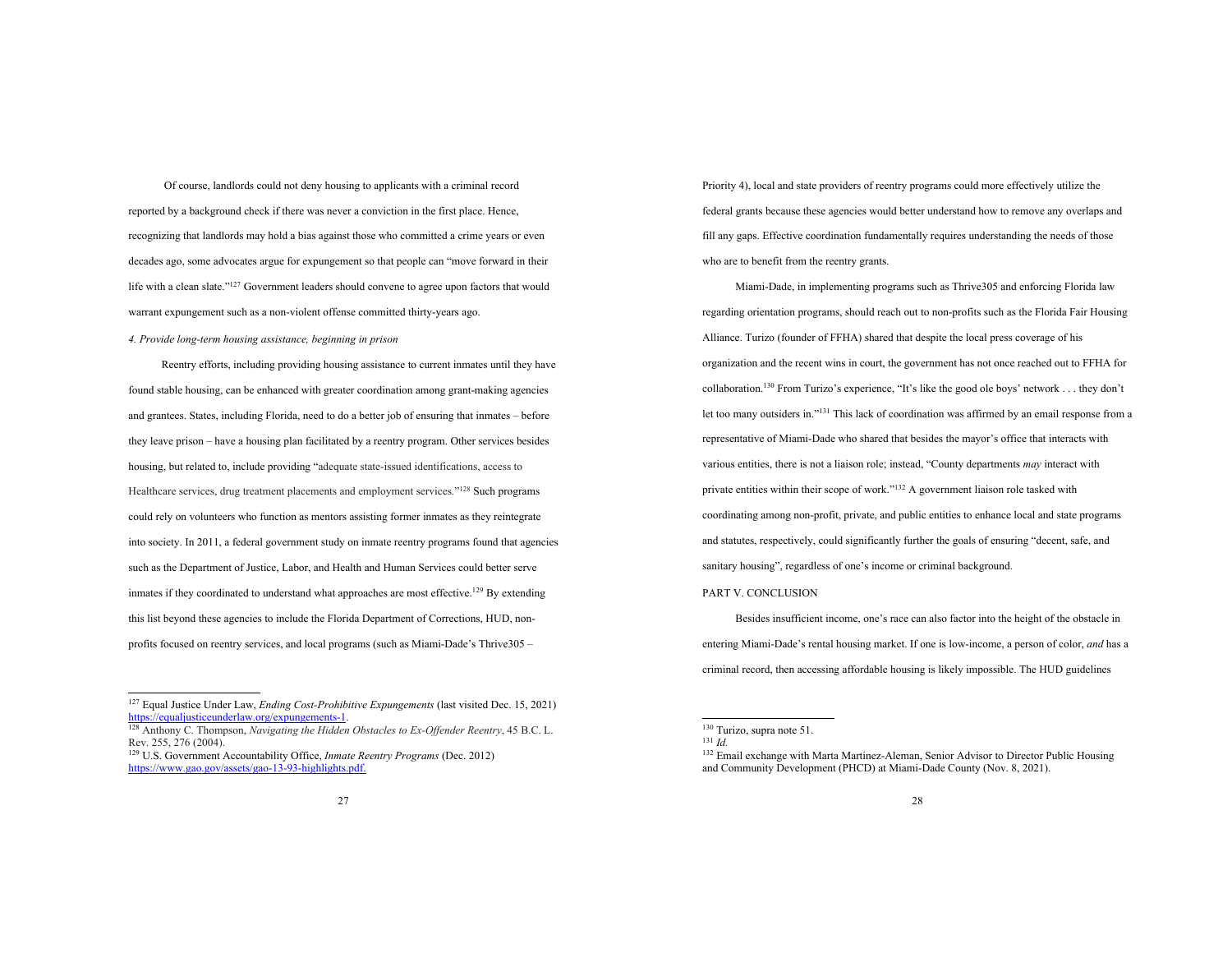Of course, landlords could not deny housing to applicants with a criminal record reported by a background check if there was never a conviction in the first place. Hence, recognizing that landlords may hold a bias against those who committed a crime years or even decades ago, some advocates argue for expungement so that people can "move forward in their life with a clean slate."[127] Government leaders should convene to agree upon factors that would warrant expungement such as a non-violent offense committed thirty-years ago.

*4. Provide long-term housing assistance, beginning in prison*

Reentry efforts, including providing housing assistance to current inmates until they have found stable housing, can be enhanced with greater coordination among grant-making agencies and grantees. States, including Florida, need to do a better job of ensuring that inmates – before they leave prison – have a housing plan facilitated by a reentry program. Other services besides housing, but related to, include providing "adequate state-issued identifications, access to Healthcare services, drug treatment placements and employment services."[128] Such programs could rely on volunteers who function as mentors assisting former inmates as they reintegrate into society. In 2011, a federal government study on inmate reentry programs found that agencies such as the Department of Justice, Labor, and Health and Human Services could better serve inmates if they coordinated to understand what approaches are most effective.[129] By extending this list beyond these agencies to include the Florida Department of Corrections, HUD, non-profits focused on reentry services, and local programs (such as Miami-Dade's Thrive305 – Priority 4), local and state providers of reentry programs could more effectively utilize the federal grants because these agencies would better understand how to remove any overlaps and fill any gaps. Effective coordination fundamentally requires understanding the needs of those who are to benefit from the reentry grants.

Miami-Dade, in implementing programs such as Thrive305 and enforcing Florida law regarding orientation programs, should reach out to non-profits such as the Florida Fair Housing Alliance. Turizo (founder of FFHA) shared that despite the local press coverage of his organization and the recent wins in court, the government has not once reached out to FFHA for collaboration.[130] From Turizo's experience, "It's like the good ole boys' network . . . they don't let too many outsiders in."[131] This lack of coordination was affirmed by an email response from a representative of Miami-Dade who shared that besides the mayor's office that interacts with various entities, there is not a liaison role; instead, "County departments *may* interact with private entities within their scope of work."[132] A government liaison role tasked with coordinating among non-profit, private, and public entities to enhance local and state programs and statutes, respectively, could significantly further the goals of ensuring "decent, safe, and sanitary housing", regardless of one's income or criminal background.

## PART V. CONCLUSION

Besides insufficient income, one's race can also factor into the height of the obstacle in entering Miami-Dade's rental housing market. If one is low-income, a person of color, *and* has a criminal record, then accessing affordable housing is likely impossible. The HUD guidelines

---

[127] Equal Justice Under Law, *Ending Cost-Prohibitive Expungements* (last visited Dec. 15, 2021) https://equaljusticeunderlaw.org/expungements-1.

[128] Anthony C. Thompson, *Navigating the Hidden Obstacles to Ex-Offender Reentry*, 45 B.C. L. Rev. 255, 276 (2004).

[129] U.S. Government Accountability Office, *Inmate Reentry Programs* (Dec. 2012) https://www.gao.gov/assets/gao-13-93-highlights.pdf.

[130] Turizo, supra note 51.

[131] *Id.*

[132] Email exchange with Marta Martinez-Aleman, Senior Advisor to Director Public Housing and Community Development (PHCD) at Miami-Dade County (Nov. 8, 2021).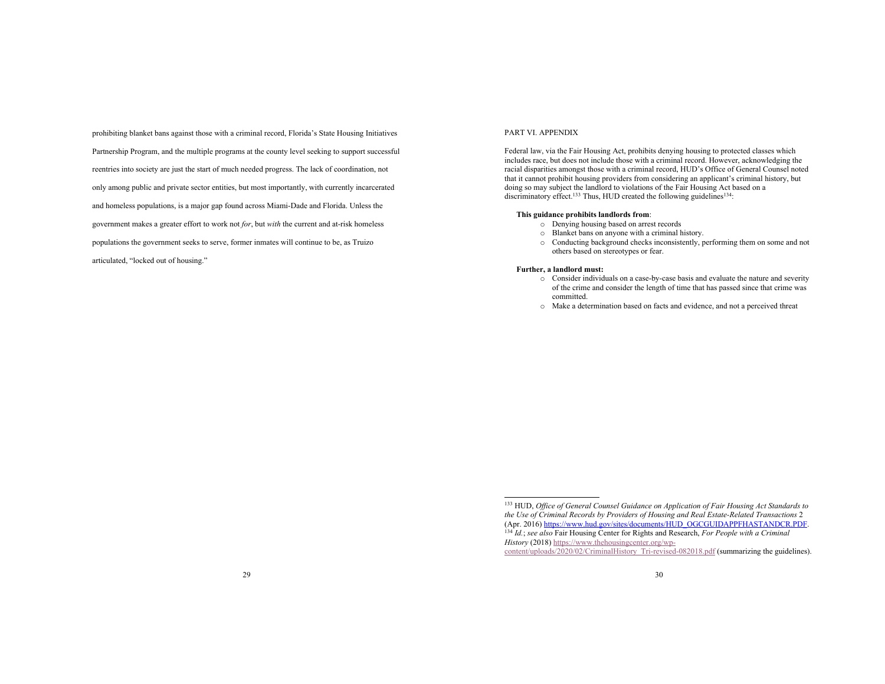prohibiting blanket bans against those with a criminal record, Florida's State Housing Initiatives Partnership Program, and the multiple programs at the county level seeking to support successful reentries into society are just the start of much needed progress. The lack of coordination, not only among public and private sector entities, but most importantly, with currently incarcerated and homeless populations, is a major gap found across Miami-Dade and Florida. Unless the government makes a greater effort to work not *for*, but *with* the current and at-risk homeless populations the government seeks to serve, former inmates will continue to be, as Truizo articulated, "locked out of housing."

## PART VI. APPENDIX

Federal law, via the Fair Housing Act, prohibits denying housing to protected classes which includes race, but does not include those with a criminal record. However, acknowledging the racial disparities amongst those with a criminal record, HUD's Office of General Counsel noted that it cannot prohibit housing providers from considering an applicant's criminal history, but doing so may subject the landlord to violations of the Fair Housing Act based on a discriminatory effect.[133] Thus, HUD created the following guidelines[134]:

**This guidance prohibits landlords from**:

- Denying housing based on arrest records
- Blanket bans on anyone with a criminal history.
- Conducting background checks inconsistently, performing them on some and not others based on stereotypes or fear.

**Further, a landlord must:**

- Consider individuals on a case-by-case basis and evaluate the nature and severity of the crime and consider the length of time that has passed since that crime was committed.
- Make a determination based on facts and evidence, and not a perceived threat

---

[133] HUD, *Office of General Counsel Guidance on Application of Fair Housing Act Standards to the Use of Criminal Records by Providers of Housing and Real Estate-Related Transactions* 2 (Apr. 2016) https://www.hud.gov/sites/documents/HUD_OGCGUIDAPPFHASTANDCR.PDF.

[134] *Id.*; *see also* Fair Housing Center for Rights and Research, *For People with a Criminal History* (2018) https://www.thehousingcenter.org/wp-content/uploads/2020/02/CriminalHistory_Tri-revised-082018.pdf (summarizing the guidelines).